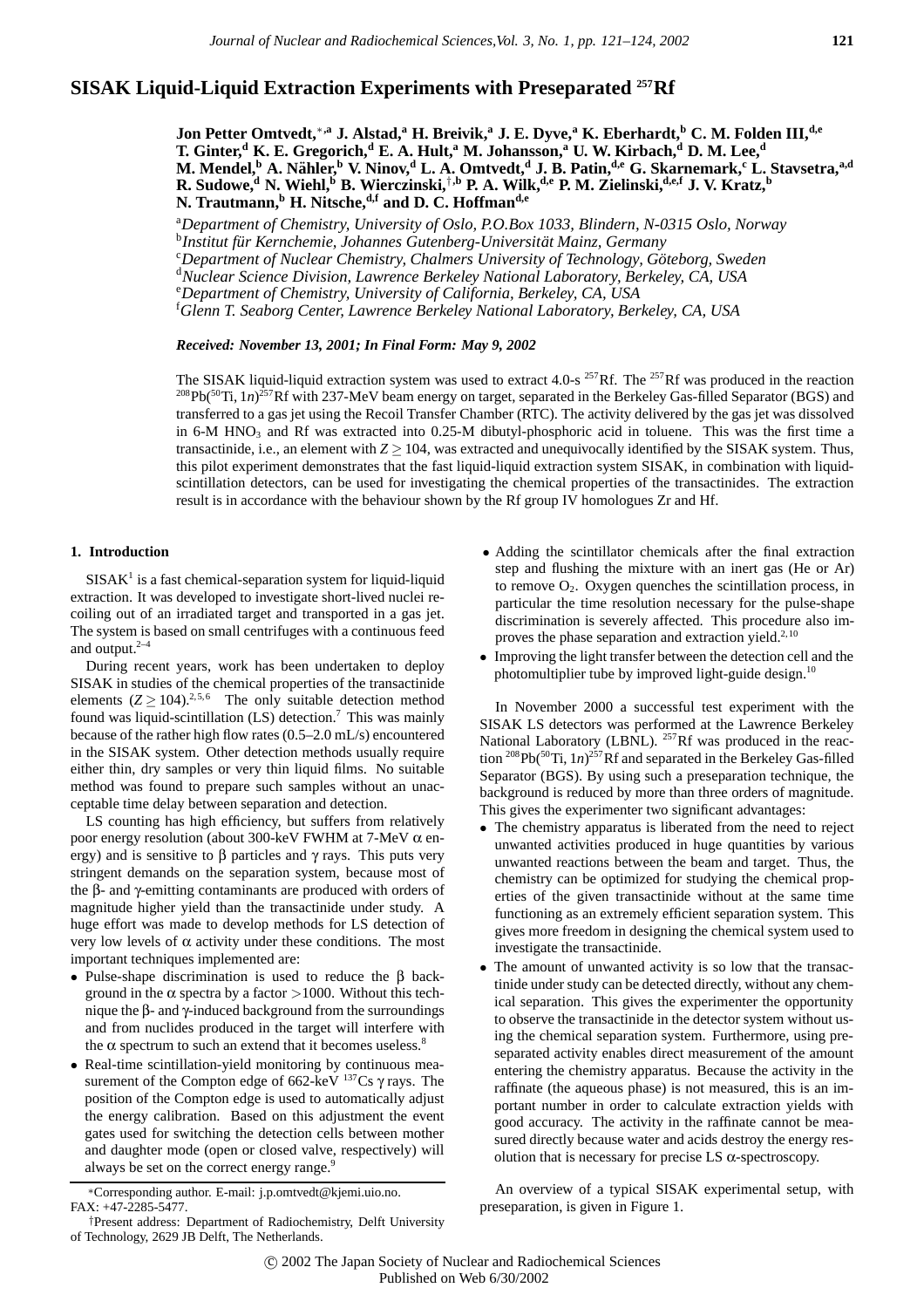# SISAK Liquid-Liquid Extraction Experiments with Preseparated $^{257}$Rf

**Jon Petter Omtvedt,[*,a] J. Alstad,[a] H. Breivik,[a] J. E. Dyve,[a] K. Eberhardt,[b] C. M. Folden III,[d,e] T. Ginter,[d] K. E. Gregorich,[d] E. A. Hult,[a] M. Johansson,[a] U. W. Kirbach,[d] D. M. Lee,[d] M. Mendel,[b] A. Nähler,[b] V. Ninov,[d] L. A. Omtvedt,[d] J. B. Patin,[d,e] G. Skarnemark,[c] L. Stavsetra,[a,d] R. Sudowe,[d] N. Wiehl,[b] B. Wierczinski,[†,b] P. A. Wilk,[d,e] P. M. Zielinski,[d,e,f] J. V. Kratz,[b] N. Trautmann,[b] H. Nitsche,[d,f] and D. C. Hoffman[d,e]**

[a]*Department of Chemistry, University of Oslo, P.O.Box 1033, Blindern, N-0315 Oslo, Norway*
[b]*Institut für Kernchemie, Johannes Gutenberg-Universität Mainz, Germany*
[c]*Department of Nuclear Chemistry, Chalmers University of Technology, Göteborg, Sweden*
[d]*Nuclear Science Division, Lawrence Berkeley National Laboratory, Berkeley, CA, USA*
[e]*Department of Chemistry, University of California, Berkeley, CA, USA*
[f]*Glenn T. Seaborg Center, Lawrence Berkeley National Laboratory, Berkeley, CA, USA*

***Received: November 13, 2001; In Final Form: May 9, 2002***

The SISAK liquid-liquid extraction system was used to extract 4.0-s $^{257}$Rf. The $^{257}$Rf was produced in the reaction $^{208}$Pb($^{50}$Ti, 1*n*)$^{257}$Rf with 237-MeV beam energy on target, separated in the Berkeley Gas-filled Separator (BGS) and transferred to a gas jet using the Recoil Transfer Chamber (RTC). The activity delivered by the gas jet was dissolved in 6-M $HNO_3$ and Rf was extracted into 0.25-M dibutyl-phosphoric acid in toluene. This was the first time a transactinide, i.e., an element with $Z \geq 104$, was extracted and unequivocally identified by the SISAK system. Thus, this pilot experiment demonstrates that the fast liquid-liquid extraction system SISAK, in combination with liquid-scintillation detectors, can be used for investigating the chemical properties of the transactinides. The extraction result is in accordance with the behaviour shown by the Rf group IV homologues Zr and Hf.

## 1. Introduction

SISAK[1] is a fast chemical-separation system for liquid-liquid extraction. It was developed to investigate short-lived nuclei recoiling out of an irradiated target and transported in a gas jet. The system is based on small centrifuges with a continuous feed and output.[2–4]

During recent years, work has been undertaken to deploy SISAK in studies of the chemical properties of the transactinide elements ($Z \geq 104$).[2,5,6] The only suitable detection method found was liquid-scintillation (LS) detection.[7] This was mainly because of the rather high flow rates (0.5–2.0 mL/s) encountered in the SISAK system. Other detection methods usually require either thin, dry samples or very thin liquid films. No suitable method was found to prepare such samples without an unacceptable time delay between separation and detection.

LS counting has high efficiency, but suffers from relatively poor energy resolution (about 300-keV FWHM at 7-MeV α energy) and is sensitive to β particles and γ rays. This puts very stringent demands on the separation system, because most of the β- and γ-emitting contaminants are produced with orders of magnitude higher yield than the transactinide under study. A huge effort was made to develop methods for LS detection of very low levels of α activity under these conditions. The most important techniques implemented are:

- Pulse-shape discrimination is used to reduce the β background in the α spectra by a factor >1000. Without this technique the β- and γ-induced background from the surroundings and from nuclides produced in the target will interfere with the α spectrum to such an extend that it becomes useless.[8]
- Real-time scintillation-yield monitoring by continuous measurement of the Compton edge of 662-keV $^{137}$Cs γ rays. The position of the Compton edge is used to automatically adjust the energy calibration. Based on this adjustment the event gates used for switching the detection cells between mother and daughter mode (open or closed valve, respectively) will always be set on the correct energy range.[9]
- Adding the scintillator chemicals after the final extraction step and flushing the mixture with an inert gas (He or Ar) to remove $O_2$. Oxygen quenches the scintillation process, in particular the time resolution necessary for the pulse-shape discrimination is severely affected. This procedure also improves the phase separation and extraction yield.[2,10]
- Improving the light transfer between the detection cell and the photomultiplier tube by improved light-guide design.[10]

In November 2000 a successful test experiment with the SISAK LS detectors was performed at the Lawrence Berkeley National Laboratory (LBNL). $^{257}$Rf was produced in the reaction $^{208}$Pb($^{50}$Ti, 1*n*)$^{257}$Rf and separated in the Berkeley Gas-filled Separator (BGS). By using such a preseparation technique, the background is reduced by more than three orders of magnitude. This gives the experimenter two significant advantages:

- The chemistry apparatus is liberated from the need to reject unwanted activities produced in huge quantities by various unwanted reactions between the beam and target. Thus, the chemistry can be optimized for studying the chemical properties of the given transactinide without at the same time functioning as an extremely efficient separation system. This gives more freedom in designing the chemical system used to investigate the transactinide.
- The amount of unwanted activity is so low that the transactinide under study can be detected directly, without any chemical separation. This gives the experimenter the opportunity to observe the transactinide in the detector system without using the chemical separation system. Furthermore, using preseparated activity enables direct measurement of the amount entering the chemistry apparatus. Because the activity in the raffinate (the aqueous phase) is not measured, this is an important number in order to calculate extraction yields with good accuracy. The activity in the raffinate cannot be measured directly because water and acids destroy the energy resolution that is necessary for precise LS α-spectroscopy.

An overview of a typical SISAK experimental setup, with preseparation, is given in Figure 1.

*Corresponding author. E-mail: j.p.omtvedt@kjemi.uio.no. FAX: +47-2285-5477.

†Present address: Department of Radiochemistry, Delft University of Technology, 2629 JB Delft, The Netherlands.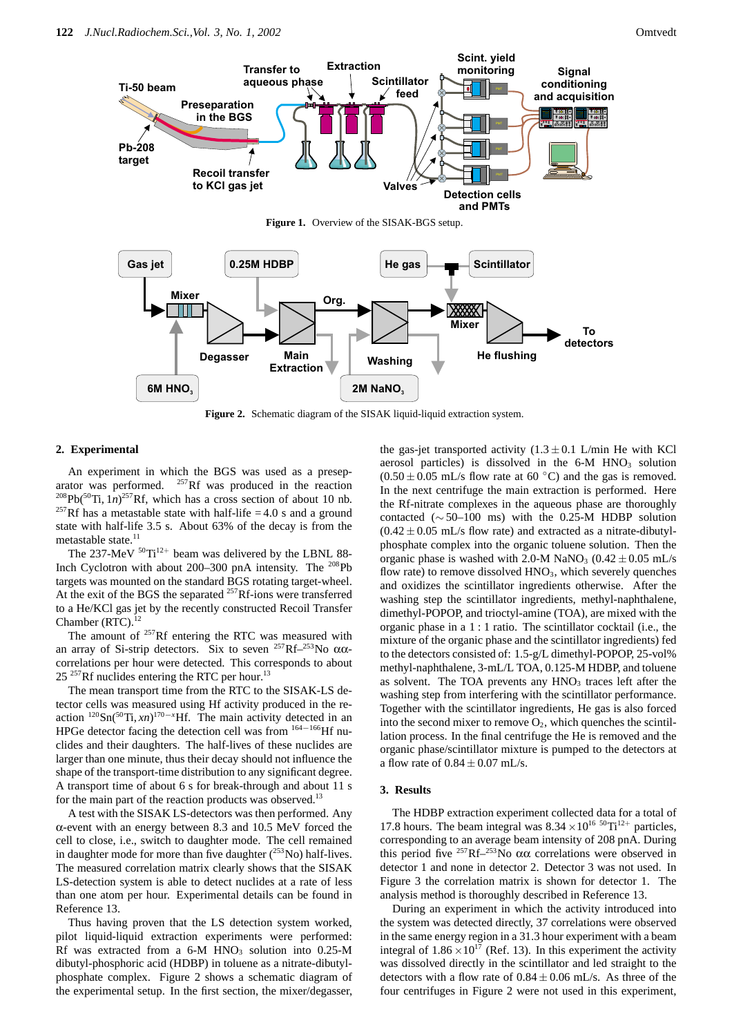Figure 1. Overview of the SISAK-BGS setup.

Figure 2. Schematic diagram of the SISAK liquid-liquid extraction system.

## 2. Experimental

An experiment in which the BGS was used as a preseparator was performed. $^{257}$Rf was produced in the reaction $^{208}$Pb($^{50}$Ti, 1$n$)$^{257}$Rf, which has a cross section of about 10 nb. $^{257}$Rf has a metastable state with half-life = 4.0 s and a ground state with half-life 3.5 s. About 63% of the decay is from the metastable state.[11]

The 237-MeV $^{50}Ti^{12+}$ beam was delivered by the LBNL 88-Inch Cyclotron with about 200–300 pnA intensity. The $^{208}$Pb targets was mounted on the standard BGS rotating target-wheel. At the exit of the BGS the separated $^{257}$Rf-ions were transferred to a He/KCl gas jet by the recently constructed Recoil Transfer Chamber (RTC).[12]

The amount of $^{257}$Rf entering the RTC was measured with an array of Si-strip detectors. Six to seven $^{257}$Rf–$^{253}$No $\alpha\alpha$-correlations per hour were detected. This corresponds to about 25 $^{257}$Rf nuclides entering the RTC per hour.[13]

The mean transport time from the RTC to the SISAK-LS detector cells was measured using Hf activity produced in the reaction $^{120}$Sn($^{50}$Ti, $xn$)$^{170-x}$Hf. The main activity detected in an HPGe detector facing the detection cell was from $^{164-166}$Hf nuclides and their daughters. The half-lives of these nuclides are larger than one minute, thus their decay should not influence the shape of the transport-time distribution to any significant degree. A transport time of about 6 s for break-through and about 11 s for the main part of the reaction products was observed.[13]

A test with the SISAK LS-detectors was then performed. Any $\alpha$-event with an energy between 8.3 and 10.5 MeV forced the cell to close, i.e., switch to daughter mode. The cell remained in daughter mode for more than five daughter ($^{253}$No) half-lives. The measured correlation matrix clearly shows that the SISAK LS-detection system is able to detect nuclides at a rate of less than one atom per hour. Experimental details can be found in Reference 13.

Thus having proven that the LS detection system worked, pilot liquid-liquid extraction experiments were performed: Rf was extracted from a 6-M $HNO_3$ solution into 0.25-M dibutyl-phosphoric acid (HDBP) in toluene as a nitrate-dibutylphosphate complex. Figure 2 shows a schematic diagram of the experimental setup. In the first section, the mixer/degasser, the gas-jet transported activity (1.3 ± 0.1 L/min He with KCl aerosol particles) is dissolved in the 6-M $HNO_3$ solution (0.50 ± 0.05 mL/s flow rate at 60 °C) and the gas is removed. In the next centrifuge the main extraction is performed. Here the Rf-nitrate complexes in the aqueous phase are thoroughly contacted (∼ 50–100 ms) with the 0.25-M HDBP solution (0.42 ± 0.05 mL/s flow rate) and extracted as a nitrate-dibutylphosphate complex into the organic toluene solution. Then the organic phase is washed with 2.0-M $NaNO_3$ (0.42 ± 0.05 mL/s flow rate) to remove dissolved $HNO_3$, which severely quenches and oxidizes the scintillator ingredients otherwise. After the washing step the scintillator ingredients, methyl-naphthalene, dimethyl-POPOP, and trioctyl-amine (TOA), are mixed with the organic phase in a 1 : 1 ratio. The scintillator cocktail (i.e., the mixture of the organic phase and the scintillator ingredients) fed to the detectors consisted of: 1.5-g/L dimethyl-POPOP, 25-vol% methyl-naphthalene, 3-mL/L TOA, 0.125-M HDBP, and toluene as solvent. The TOA prevents any $HNO_3$ traces left after the washing step from interfering with the scintillator performance. Together with the scintillator ingredients, He gas is also forced into the second mixer to remove $O_2$, which quenches the scintillation process. In the final centrifuge the He is removed and the organic phase/scintillator mixture is pumped to the detectors at a flow rate of 0.84 ± 0.07 mL/s.

## 3. Results

The HDBP extraction experiment collected data for a total of 17.8 hours. The beam integral was $8.34 \times 10^{16}$ $^{50}Ti^{12+}$ particles, corresponding to an average beam intensity of 208 pnA. During this period five $^{257}$Rf–$^{253}$No $\alpha\alpha$ correlations were observed in detector 1 and none in detector 2. Detector 3 was not used. In Figure 3 the correlation matrix is shown for detector 1. The analysis method is thoroughly described in Reference 13.

During an experiment in which the activity introduced into the system was detected directly, 37 correlations were observed in the same energy region in a 31.3 hour experiment with a beam integral of $1.86 \times 10^{17}$ (Ref. 13). In this experiment the activity was dissolved directly in the scintillator and led straight to the detectors with a flow rate of 0.84 ± 0.06 mL/s. As three of the four centrifuges in Figure 2 were not used in this experiment,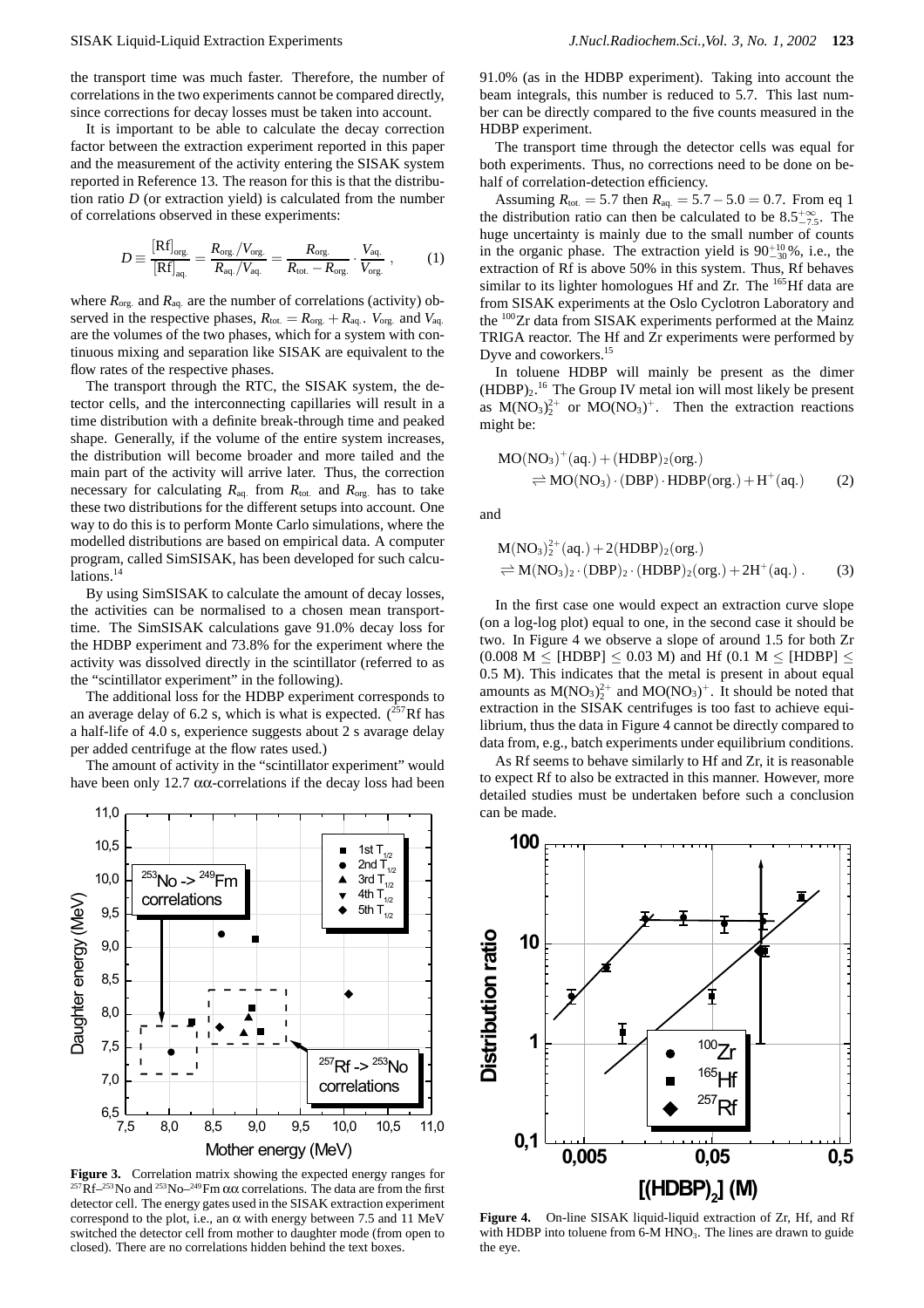the transport time was much faster. Therefore, the number of correlations in the two experiments cannot be compared directly, since corrections for decay losses must be taken into account.

It is important to be able to calculate the decay correction factor between the extraction experiment reported in this paper and the measurement of the activity entering the SISAK system reported in Reference 13. The reason for this is that the distribution ratio $D$ (or extraction yield) is calculated from the number of correlations observed in these experiments:

$$D \equiv \frac{[\mathrm{Rf}]_{\mathrm{org.}}}{[\mathrm{Rf}]_{\mathrm{aq.}}} = \frac{R_{\mathrm{org.}}/V_{\mathrm{org.}}}{R_{\mathrm{aq.}}/V_{\mathrm{aq.}}} = \frac{R_{\mathrm{org.}}}{R_{\mathrm{tot.}} - R_{\mathrm{org.}}} \cdot \frac{V_{\mathrm{aq.}}}{V_{\mathrm{org.}}}, \qquad (1)$$

where $R_{\mathrm{org.}}$ and $R_{\mathrm{aq.}}$ are the number of correlations (activity) observed in the respective phases, $R_{\mathrm{tot.}} = R_{\mathrm{org.}} + R_{\mathrm{aq.}}$. $V_{\mathrm{org.}}$ and $V_{\mathrm{aq.}}$ are the volumes of the two phases, which for a system with continuous mixing and separation like SISAK are equivalent to the flow rates of the respective phases.

The transport through the RTC, the SISAK system, the detector cells, and the interconnecting capillaries will result in a time distribution with a definite break-through time and peaked shape. Generally, if the volume of the entire system increases, the distribution will become broader and more tailed and the main part of the activity will arrive later. Thus, the correction necessary for calculating $R_{\mathrm{aq.}}$ from $R_{\mathrm{tot.}}$ and $R_{\mathrm{org.}}$ has to take these two distributions for the different setups into account. One way to do this is to perform Monte Carlo simulations, where the modelled distributions are based on empirical data. A computer program, called SimSISAK, has been developed for such calculations.[14]

By using SimSISAK to calculate the amount of decay losses, the activities can be normalised to a chosen mean transport-time. The SimSISAK calculations gave 91.0% decay loss for the HDBP experiment and 73.8% for the experiment where the activity was dissolved directly in the scintillator (referred to as the "scintillator experiment" in the following).

The additional loss for the HDBP experiment corresponds to an average delay of 6.2 s, which is what is expected. ($^{257}$Rf has a half-life of 4.0 s, experience suggests about 2 s average delay per added centrifuge at the flow rates used.)

The amount of activity in the "scintillator experiment" would have been only 12.7 αα-correlations if the decay loss had been 91.0% (as in the HDBP experiment). Taking into account the beam integrals, this number is reduced to 5.7. This last number can be directly compared to the five counts measured in the HDBP experiment.

The transport time through the detector cells was equal for both experiments. Thus, no corrections need to be done on behalf of correlation-detection efficiency.

Assuming $R_{\mathrm{tot.}} = 5.7$ then $R_{\mathrm{aq.}} = 5.7 - 5.0 = 0.7$. From eq 1 the distribution ratio can then be calculated to be $8.5^{+\infty}_{-7.5}$. The huge uncertainty is mainly due to the small number of counts in the organic phase. The extraction yield is $90^{+10}_{-30}$%, i.e., the extraction of Rf is above 50% in this system. Thus, Rf behaves similar to its lighter homologues Hf and Zr. The $^{165}$Hf data are from SISAK experiments at the Oslo Cyclotron Laboratory and the $^{100}$Zr data from SISAK experiments performed at the Mainz TRIGA reactor. The Hf and Zr experiments were performed by Dyve and coworkers.[15]

In toluene HDBP will mainly be present as the dimer $(\mathrm{HDBP})_2$.[16] The Group IV metal ion will most likely be present as $\mathrm{M(NO_3)_2^{2+}}$ or $\mathrm{MO(NO_3)^{+}}$. Then the extraction reactions might be:

$$\mathrm{MO(NO_3)^+(aq.) + (HDBP)_2(org.)} \rightleftharpoons \mathrm{MO(NO_3)\cdot(DBP)\cdot HDBP(org.) + H^+(aq.)} \qquad (2)$$

and

$$\mathrm{M(NO_3)_2^{2+}(aq.) + 2(HDBP)_2(org.)} \rightleftharpoons \mathrm{M(NO_3)_2\cdot(DBP)_2\cdot(HDBP)_2(org.) + 2H^+(aq.)}\,. \qquad (3)$$

In the first case one would expect an extraction curve slope (on a log-log plot) equal to one, in the second case it should be two. In Figure 4 we observe a slope of around 1.5 for both Zr (0.008 M ≤ [HDBP] ≤ 0.03 M) and Hf (0.1 M ≤ [HDBP] ≤ 0.5 M). This indicates that the metal is present in about equal amounts as $\mathrm{M(NO_3)_2^{2+}}$ and $\mathrm{MO(NO_3)^{+}}$. It should be noted that extraction in the SISAK centrifuges is too fast to achieve equilibrium, thus the data in Figure 4 cannot be directly compared to data from, e.g., batch experiments under equilibrium conditions.

As Rf seems to behave similarly to Hf and Zr, it is reasonable to expect Rf to also be extracted in this manner. However, more detailed studies must be undertaken before such a conclusion can be made.

**Figure 3.** Correlation matrix showing the expected energy ranges for $^{257}$Rf–$^{253}$No and $^{253}$No–$^{249}$Fm αα correlations. The data are from the first detector cell. The energy gates used in the SISAK extraction experiment correspond to the plot, i.e., an α with energy between 7.5 and 11 MeV switched the detector cell from mother to daughter mode (from open to closed). There are no correlations hidden behind the text boxes.

**Figure 4.** On-line SISAK liquid-liquid extraction of Zr, Hf, and Rf with HDBP into toluene from 6-M $\mathrm{HNO_3}$. The lines are drawn to guide the eye.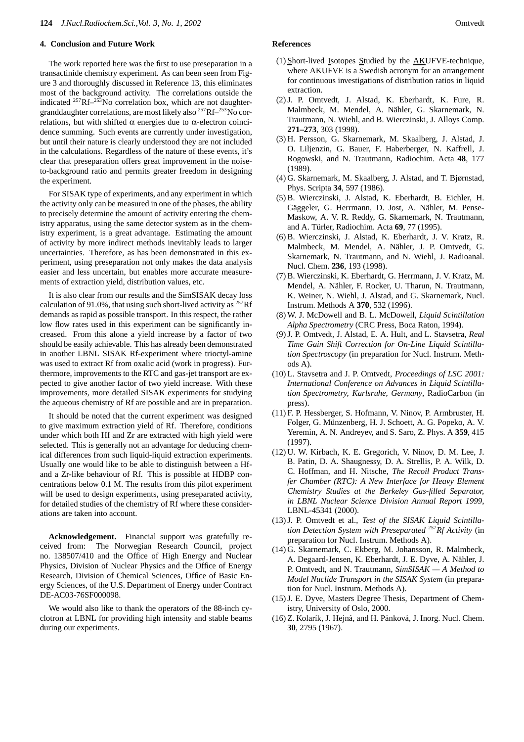## 4. Conclusion and Future Work

The work reported here was the first to use preseparation in a transactinide chemistry experiment. As can been seen from Figure 3 and thoroughly discussed in Reference 13, this eliminates most of the background activity. The correlations outside the indicated $^{257}$Rf–$^{253}$No correlation box, which are not daughter-granddaughter correlations, are most likely also $^{257}$Rf–$^{253}$No correlations, but with shifted $\alpha$ energies due to $\alpha$-electron coincidence summing. Such events are currently under investigation, but until their nature is clearly understood they are not included in the calculations. Regardless of the nature of these events, it's clear that preseparation offers great improvement in the noise-to-background ratio and permits greater freedom in designing the experiment.

For SISAK type of experiments, and any experiment in which the activity only can be measured in one of the phases, the ability to precisely determine the amount of activity entering the chemistry apparatus, using the same detector system as in the chemistry experiment, is a great advantage. Estimating the amount of activity by more indirect methods inevitably leads to larger uncertainties. Therefore, as has been demonstrated in this experiment, using preseparation not only makes the data analysis easier and less uncertain, but enables more accurate measurements of extraction yield, distribution values, etc.

It is also clear from our results and the SimSISAK decay loss calculation of 91.0%, that using such short-lived activity as $^{257}$Rf demands as rapid as possible transport. In this respect, the rather low flow rates used in this experiment can be significantly increased. From this alone a yield increase by a factor of two should be easily achievable. This has already been demonstrated in another LBNL SISAK Rf-experiment where trioctyl-amine was used to extract Rf from oxalic acid (work in progress). Furthermore, improvements to the RTC and gas-jet transport are expected to give another factor of two yield increase. With these improvements, more detailed SISAK experiments for studying the aqueous chemistry of Rf are possible and are in preparation.

It should be noted that the current experiment was designed to give maximum extraction yield of Rf. Therefore, conditions under which both Hf and Zr are extracted with high yield were selected. This is generally not an advantage for deducing chemical differences from such liquid-liquid extraction experiments. Usually one would like to be able to distinguish between a Hf- and a Zr-like behaviour of Rf. This is possible at HDBP concentrations below 0.1 M. The results from this pilot experiment will be used to design experiments, using preseparated activity, for detailed studies of the chemistry of Rf where these considerations are taken into account.

**Acknowledgement.** Financial support was gratefully received from: The Norwegian Research Council, project no. 138507/410 and the Office of High Energy and Nuclear Physics, Division of Nuclear Physics and the Office of Energy Research, Division of Chemical Sciences, Office of Basic Energy Sciences, of the U.S. Department of Energy under Contract DE-AC03-76SF000098.

We would also like to thank the operators of the 88-inch cyclotron at LBNL for providing high intensity and stable beams during our experiments.

## References

(1) Short-lived Isotopes Studied by the AKUFVE-technique, where AKUFVE is a Swedish acronym for an arrangement for continuous investigations of distribution ratios in liquid extraction.

(2) J. P. Omtvedt, J. Alstad, K. Eberhardt, K. Fure, R. Malmbeck, M. Mendel, A. Nähler, G. Skarnemark, N. Trautmann, N. Wiehl, and B. Wierczinski, J. Alloys Comp. **271–273**, 303 (1998).

(3) H. Persson, G. Skarnemark, M. Skaalberg, J. Alstad, J. O. Liljenzin, G. Bauer, F. Haberberger, N. Kaffrell, J. Rogowski, and N. Trautmann, Radiochim. Acta **48**, 177 (1989).

(4) G. Skarnemark, M. Skaalberg, J. Alstad, and T. Bjørnstad, Phys. Scripta **34**, 597 (1986).

(5) B. Wierczinski, J. Alstad, K. Eberhardt, B. Eichler, H. Gäggeler, G. Herrmann, D. Jost, A. Nähler, M. Pense-Maskow, A. V. R. Reddy, G. Skarnemark, N. Trautmann, and A. Türler, Radiochim. Acta **69**, 77 (1995).

(6) B. Wierczinski, J. Alstad, K. Eberhardt, J. V. Kratz, R. Malmbeck, M. Mendel, A. Nähler, J. P. Omtvedt, G. Skarnemark, N. Trautmann, and N. Wiehl, J. Radioanal. Nucl. Chem. **236**, 193 (1998).

(7) B. Wierczinski, K. Eberhardt, G. Herrmann, J. V. Kratz, M. Mendel, A. Nähler, F. Rocker, U. Tharun, N. Trautmann, K. Weiner, N. Wiehl, J. Alstad, and G. Skarnemark, Nucl. Instrum. Methods A **370**, 532 (1996).

(8) W. J. McDowell and B. L. McDowell, *Liquid Scintillation Alpha Spectrometry* (CRC Press, Boca Raton, 1994).

(9) J. P. Omtvedt, J. Alstad, E. A. Hult, and L. Stavsetra, *Real Time Gain Shift Correction for On-Line Liquid Scintillation Spectroscopy* (in preparation for Nucl. Instrum. Methods A).

(10) L. Stavsetra and J. P. Omtvedt, *Proceedings of LSC 2001: International Conference on Advances in Liquid Scintillation Spectrometry, Karlsruhe, Germany*, RadioCarbon (in press).

(11) F. P. Hessberger, S. Hofmann, V. Ninov, P. Armbruster, H. Folger, G. Münzenberg, H. J. Schoett, A. G. Popeko, A. V. Yeremin, A. N. Andreyev, and S. Saro, Z. Phys. A **359**, 415 (1997).

(12) U. W. Kirbach, K. E. Gregorich, V. Ninov, D. M. Lee, J. B. Patin, D. A. Shaugnessy, D. A. Strellis, P. A. Wilk, D. C. Hoffman, and H. Nitsche, *The Recoil Product Transfer Chamber (RTC): A New Interface for Heavy Element Chemistry Studies at the Berkeley Gas-filled Separator, in LBNL Nuclear Science Division Annual Report 1999*, LBNL-45341 (2000).

(13) J. P. Omtvedt et al., *Test of the SISAK Liquid Scintillation Detection System with Preseparated $^{257}$Rf Activity* (in preparation for Nucl. Instrum. Methods A).

(14) G. Skarnemark, C. Ekberg, M. Johansson, R. Malmbeck, A. Degaard-Jensen, K. Eberhardt, J. E. Dyve, A. Nähler, J. P. Omtvedt, and N. Trautmann, *SimSISAK — A Method to Model Nuclide Transport in the SISAK System* (in preparation for Nucl. Instrum. Methods A).

(15) J. E. Dyve, Masters Degree Thesis, Department of Chemistry, University of Oslo, 2000.

(16) Z. Kolarík, J. Hejná, and H. Pánková, J. Inorg. Nucl. Chem. **30**, 2795 (1967).